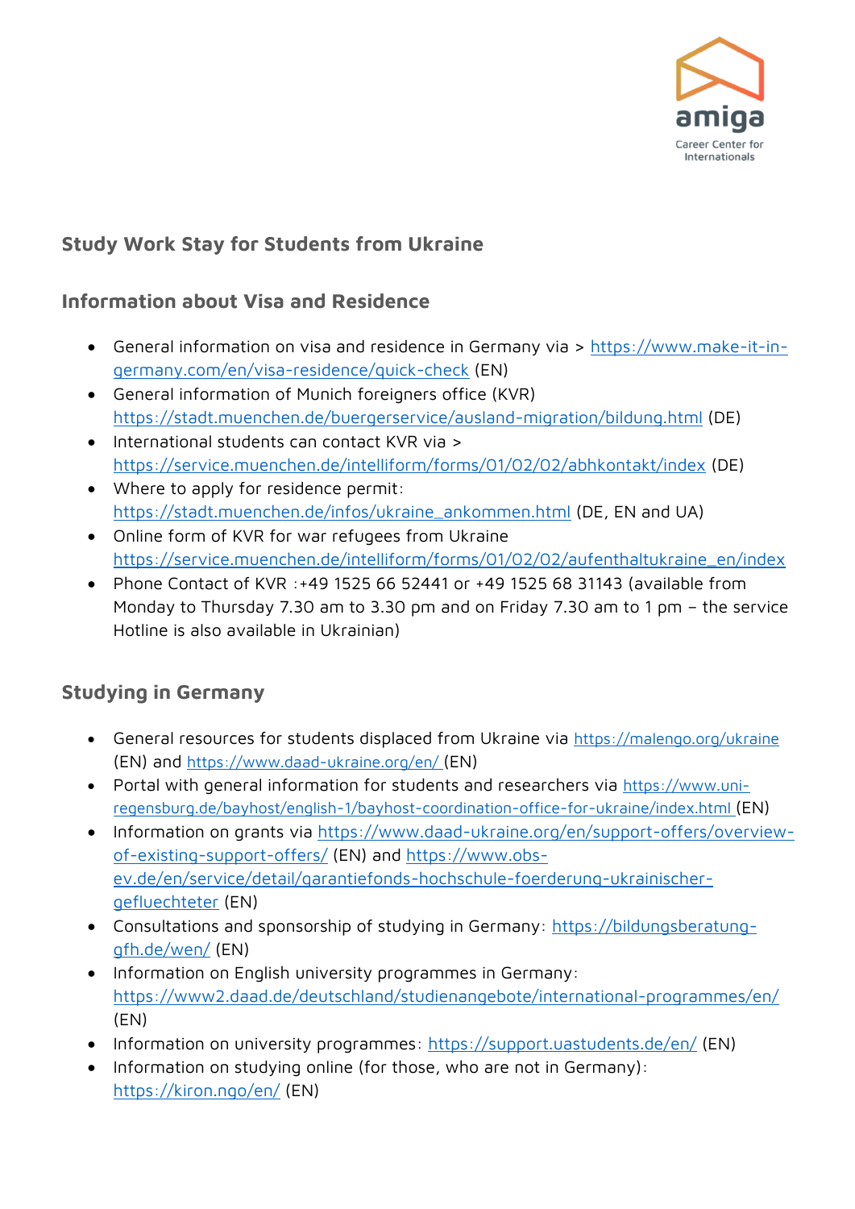## Study Work Stay for Students from Ukraine

### Information about Visa and Residence

- General information on visa and residence in Germany via > https://www.make-it-in-germany.com/en/visa-residence/quick-check (EN)
- General information of Munich foreigners office (KVR) https://stadt.muenchen.de/buergerservice/ausland-migration/bildung.html (DE)
- International students can contact KVR via > https://service.muenchen.de/intelliform/forms/01/02/02/abhkontakt/index (DE)
- Where to apply for residence permit: https://stadt.muenchen.de/infos/ukraine_ankommen.html (DE, EN and UA)
- Online form of KVR for war refugees from Ukraine https://service.muenchen.de/intelliform/forms/01/02/02/aufenthaltukraine_en/index
- Phone Contact of KVR :+49 1525 66 52441 or +49 1525 68 31143 (available from Monday to Thursday 7.30 am to 3.30 pm and on Friday 7.30 am to 1 pm – the service Hotline is also available in Ukrainian)

### Studying in Germany

- General resources for students displaced from Ukraine via https://malengo.org/ukraine (EN) and https://www.daad-ukraine.org/en/ (EN)
- Portal with general information for students and researchers via https://www.uni-regensburg.de/bayhost/english-1/bayhost-coordination-office-for-ukraine/index.html (EN)
- Information on grants via https://www.daad-ukraine.org/en/support-offers/overview-of-existing-support-offers/ (EN) and https://www.obs-ev.de/en/service/detail/garantiefonds-hochschule-foerderung-ukrainischer-gefluechteter (EN)
- Consultations and sponsorship of studying in Germany: https://bildungsberatung-gfh.de/wen/ (EN)
- Information on English university programmes in Germany: https://www2.daad.de/deutschland/studienangebote/international-programmes/en/ (EN)
- Information on university programmes: https://support.uastudents.de/en/ (EN)
- Information on studying online (for those, who are not in Germany): https://kiron.ngo/en/ (EN)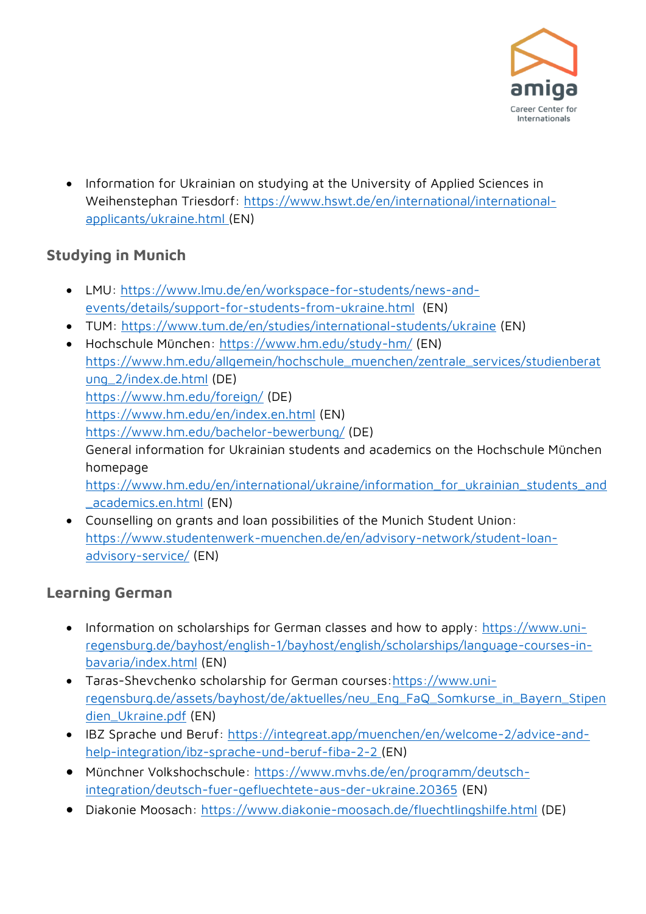- Information for Ukrainian on studying at the University of Applied Sciences in Weihenstephan Triesdorf: [https://www.hswt.de/en/international/international-applicants/ukraine.html](https://www.hswt.de/en/international/international-applicants/ukraine.html) (EN)

## Studying in Munich

- LMU: [https://www.lmu.de/en/workspace-for-students/news-and-events/details/support-for-students-from-ukraine.html](https://www.lmu.de/en/workspace-for-students/news-and-events/details/support-for-students-from-ukraine.html) (EN)
- TUM: [https://www.tum.de/en/studies/international-students/ukraine](https://www.tum.de/en/studies/international-students/ukraine) (EN)
- Hochschule München: [https://www.hm.edu/study-hm/](https://www.hm.edu/study-hm/) (EN)
  [https://www.hm.edu/allgemein/hochschule_muenchen/zentrale_services/studienberatung_2/index.de.html](https://www.hm.edu/allgemein/hochschule_muenchen/zentrale_services/studienberatung_2/index.de.html) (DE)
  [https://www.hm.edu/foreign/](https://www.hm.edu/foreign/) (DE)
  [https://www.hm.edu/en/index.en.html](https://www.hm.edu/en/index.en.html) (EN)
  [https://www.hm.edu/bachelor-bewerbung/](https://www.hm.edu/bachelor-bewerbung/) (DE)
  General information for Ukrainian students and academics on the Hochschule München homepage
  [https://www.hm.edu/en/international/ukraine/information_for_ukrainian_students_and_academics.en.html](https://www.hm.edu/en/international/ukraine/information_for_ukrainian_students_and_academics.en.html) (EN)
- Counselling on grants and loan possibilities of the Munich Student Union: [https://www.studentenwerk-muenchen.de/en/advisory-network/student-loan-advisory-service/](https://www.studentenwerk-muenchen.de/en/advisory-network/student-loan-advisory-service/) (EN)

## Learning German

- Information on scholarships for German classes and how to apply: [https://www.uni-regensburg.de/bayhost/english-1/bayhost/english/scholarships/language-courses-in-bavaria/index.html](https://www.uni-regensburg.de/bayhost/english-1/bayhost/english/scholarships/language-courses-in-bavaria/index.html) (EN)
- Taras-Shevchenko scholarship for German courses: [https://www.uni-regensburg.de/assets/bayhost/de/aktuelles/neu_Eng_FaQ_Somkurse_in_Bayern_Stipendien_Ukraine.pdf](https://www.uni-regensburg.de/assets/bayhost/de/aktuelles/neu_Eng_FaQ_Somkurse_in_Bayern_Stipendien_Ukraine.pdf) (EN)
- IBZ Sprache und Beruf: [https://integreat.app/muenchen/en/welcome-2/advice-and-help-integration/ibz-sprache-und-beruf-fiba-2-2](https://integreat.app/muenchen/en/welcome-2/advice-and-help-integration/ibz-sprache-und-beruf-fiba-2-2) (EN)
- Münchner Volkshochschule: [https://www.mvhs.de/en/programm/deutsch-integration/deutsch-fuer-gefluechtete-aus-der-ukraine.20365](https://www.mvhs.de/en/programm/deutsch-integration/deutsch-fuer-gefluechtete-aus-der-ukraine.20365) (EN)
- Diakonie Moosach: [https://www.diakonie-moosach.de/fluechtlingshilfe.html](https://www.diakonie-moosach.de/fluechtlingshilfe.html) (DE)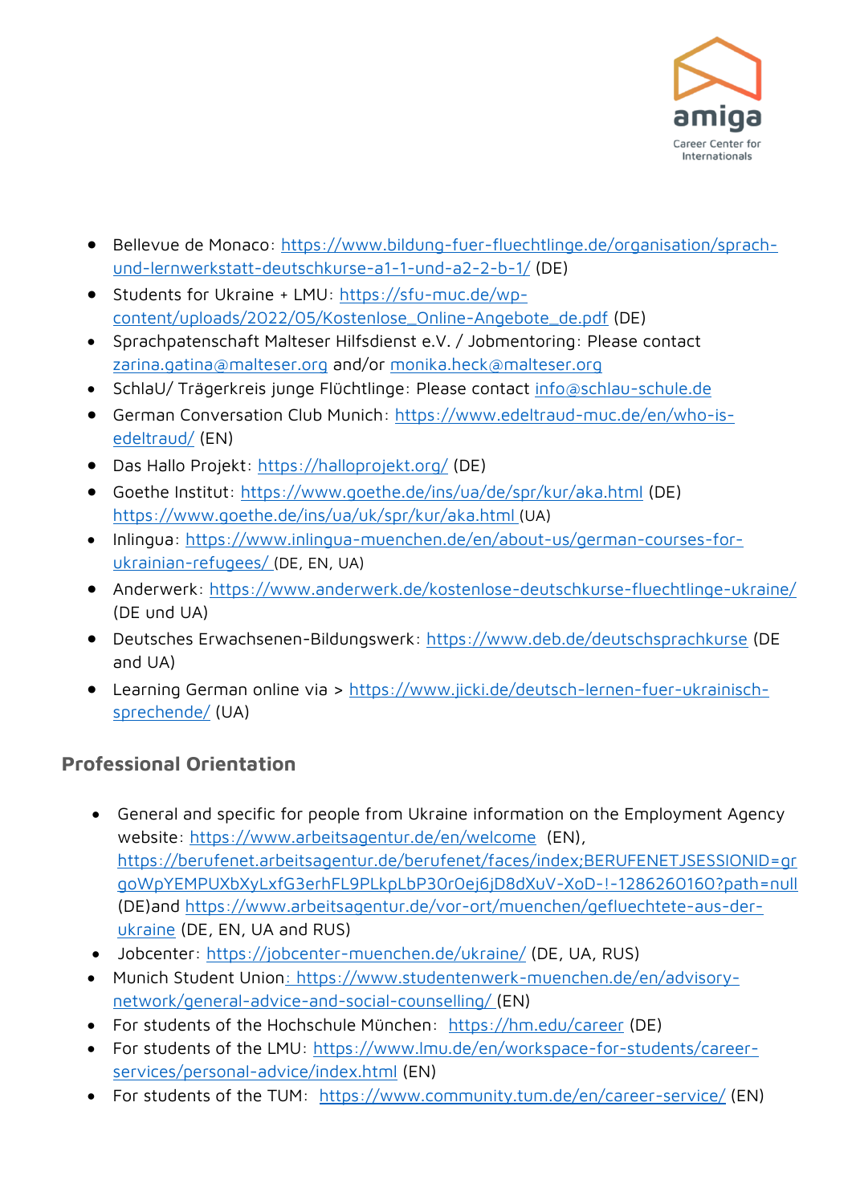- Bellevue de Monaco: https://www.bildung-fuer-fluechtlinge.de/organisation/sprach-und-lernwerkstatt-deutschkurse-a1-1-und-a2-2-b-1/ (DE)
- Students for Ukraine + LMU: https://sfu-muc.de/wp-content/uploads/2022/05/Kostenlose_Online-Angebote_de.pdf (DE)
- Sprachpatenschaft Malteser Hilfsdienst e.V. / Jobmentoring: Please contact zarina.gatina@malteser.org and/or monika.heck@malteser.org
- SchlaU/ Trägerkreis junge Flüchtlinge: Please contact info@schlau-schule.de
- German Conversation Club Munich: https://www.edeltraud-muc.de/en/who-is-edeltraud/ (EN)
- Das Hallo Projekt: https://halloprojekt.org/ (DE)
- Goethe Institut: https://www.goethe.de/ins/ua/de/spr/kur/aka.html (DE) https://www.goethe.de/ins/ua/uk/spr/kur/aka.html (UA)
- Inlingua: https://www.inlingua-muenchen.de/en/about-us/german-courses-for-ukrainian-refugees/ (DE, EN, UA)
- Anderwerk: https://www.anderwerk.de/kostenlose-deutschkurse-fluechtlinge-ukraine/ (DE und UA)
- Deutsches Erwachsenen-Bildungswerk: https://www.deb.de/deutschsprachkurse (DE and UA)
- Learning German online via > https://www.jicki.de/deutsch-lernen-fuer-ukrainisch-sprechende/ (UA)

## Professional Orientation

- General and specific for people from Ukraine information on the Employment Agency website: https://www.arbeitsagentur.de/en/welcome (EN), https://berufenet.arbeitsagentur.de/berufenet/faces/index;BERUFENETJSESSIONID=grgoWpYEMPUXbXyLxfG3erhFL9PLkpLbP30r0ej6jD8dXuV-XoD-!-1286260160?path=null (DE)and https://www.arbeitsagentur.de/vor-ort/muenchen/gefluechtete-aus-der-ukraine (DE, EN, UA and RUS)
- Jobcenter: https://jobcenter-muenchen.de/ukraine/ (DE, UA, RUS)
- Munich Student Union: https://www.studentenwerk-muenchen.de/en/advisory-network/general-advice-and-social-counselling/ (EN)
- For students of the Hochschule München: https://hm.edu/career (DE)
- For students of the LMU: https://www.lmu.de/en/workspace-for-students/career-services/personal-advice/index.html (EN)
- For students of the TUM: https://www.community.tum.de/en/career-service/ (EN)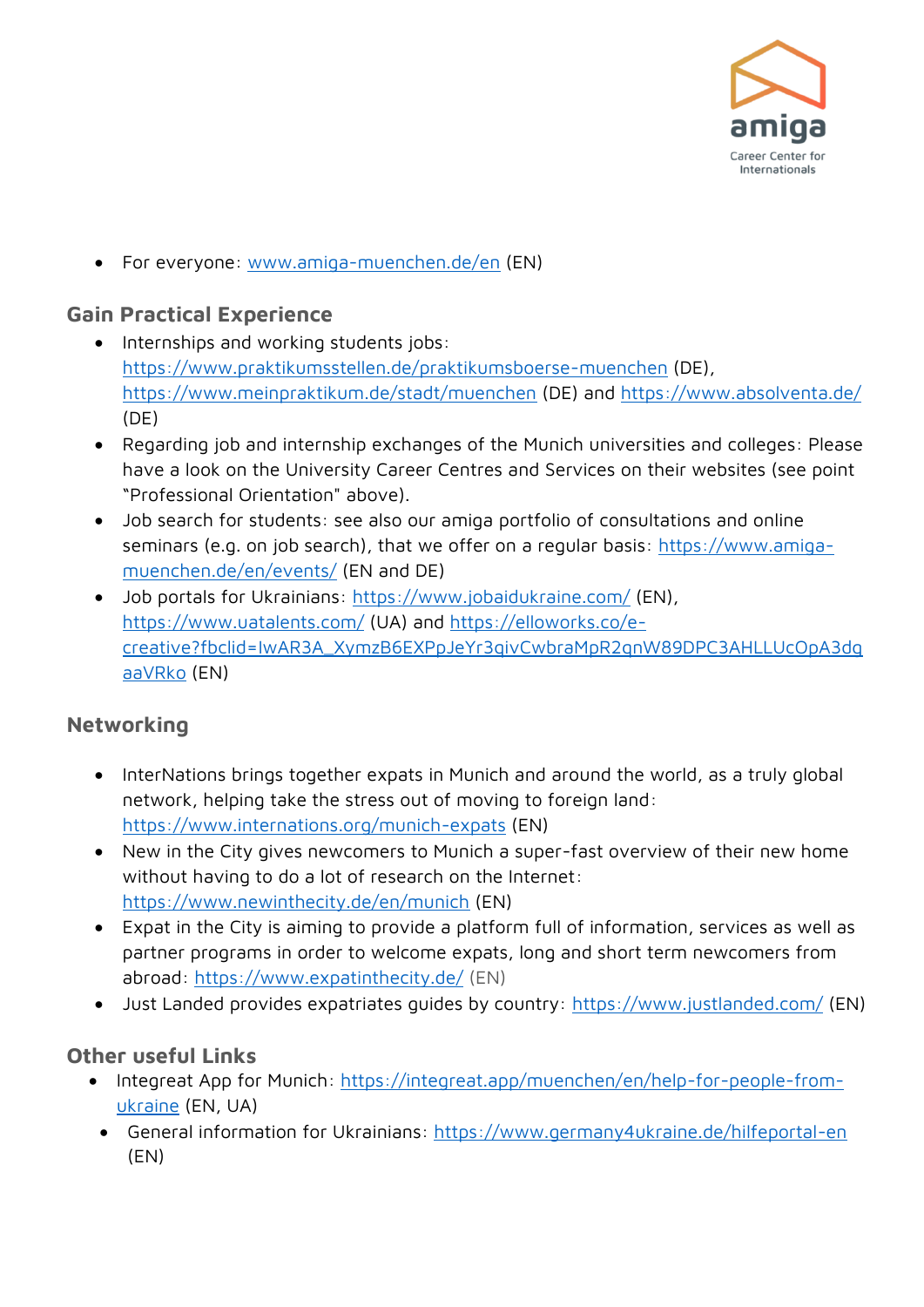- For everyone: www.amiga-muenchen.de/en (EN)

## Gain Practical Experience

- Internships and working students jobs: https://www.praktikumsstellen.de/praktikumsboerse-muenchen (DE), https://www.meinpraktikum.de/stadt/muenchen (DE) and https://www.absolventa.de/ (DE)
- Regarding job and internship exchanges of the Munich universities and colleges: Please have a look on the University Career Centres and Services on their websites (see point "Professional Orientation" above).
- Job search for students: see also our amiga portfolio of consultations and online seminars (e.g. on job search), that we offer on a regular basis: https://www.amiga-muenchen.de/en/events/ (EN and DE)
- Job portals for Ukrainians: https://www.jobaidukraine.com/ (EN), https://www.uatalents.com/ (UA) and https://elloworks.co/e-creative?fbclid=IwAR3A_XymzB6EXPpJeYr3qivCwbraMpR2qnW89DPC3AHLLUcOpA3dqaaVRko (EN)

## Networking

- InterNations brings together expats in Munich and around the world, as a truly global network, helping take the stress out of moving to foreign land: https://www.internations.org/munich-expats (EN)
- New in the City gives newcomers to Munich a super-fast overview of their new home without having to do a lot of research on the Internet: https://www.newinthecity.de/en/munich (EN)
- Expat in the City is aiming to provide a platform full of information, services as well as partner programs in order to welcome expats, long and short term newcomers from abroad: https://www.expatinthecity.de/ (EN)
- Just Landed provides expatriates guides by country: https://www.justlanded.com/ (EN)

## Other useful Links

- Integreat App for Munich: https://integreat.app/muenchen/en/help-for-people-from-ukraine (EN, UA)
- General information for Ukrainians: https://www.germany4ukraine.de/hilfeportal-en (EN)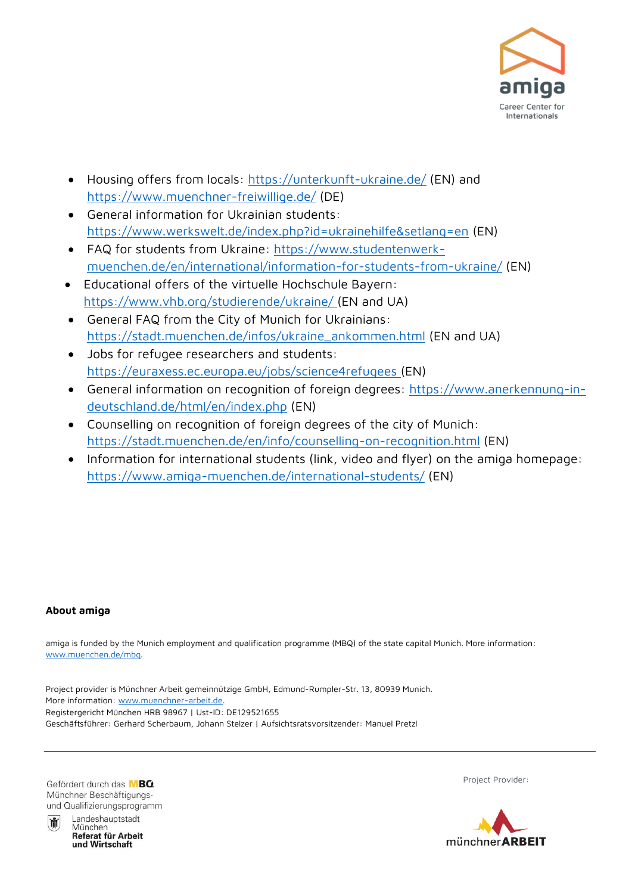- Housing offers from locals: https://unterkunft-ukraine.de/ (EN) and https://www.muenchner-freiwillige.de/ (DE)
- General information for Ukrainian students: https://www.werkswelt.de/index.php?id=ukrainehilfe&setlang=en (EN)
- FAQ for students from Ukraine: https://www.studentenwerk-muenchen.de/en/international/information-for-students-from-ukraine/ (EN)
- Educational offers of the virtuelle Hochschule Bayern: https://www.vhb.org/studierende/ukraine/ (EN and UA)
- General FAQ from the City of Munich for Ukrainians: https://stadt.muenchen.de/infos/ukraine_ankommen.html (EN and UA)
- Jobs for refugee researchers and students: https://euraxess.ec.europa.eu/jobs/science4refugees (EN)
- General information on recognition of foreign degrees: https://www.anerkennung-in-deutschland.de/html/en/index.php (EN)
- Counselling on recognition of foreign degrees of the city of Munich: https://stadt.muenchen.de/en/info/counselling-on-recognition.html (EN)
- Information for international students (link, video and flyer) on the amiga homepage: https://www.amiga-muenchen.de/international-students/ (EN)

**About amiga**

amiga is funded by the Munich employment and qualification programme (MBQ) of the state capital Munich. More information: www.muenchen.de/mbq.

Project provider is Münchner Arbeit gemeinnützige GmbH, Edmund-Rumpler-Str. 13, 80939 Munich.
More information: www.muenchner-arbeit.de.
Registergericht München HRB 98967 | Ust-ID: DE129521655
Geschäftsführer: Gerhard Scherbaum, Johann Stelzer | Aufsichtsratsvorsitzender: Manuel Pretzl

Gefördert durch das MBQ Münchner Beschäftigungs- und Qualifizierungsprogramm

Landeshauptstadt München
**Referat für Arbeit und Wirtschaft**

Project Provider:

münchner**ARBEIT**